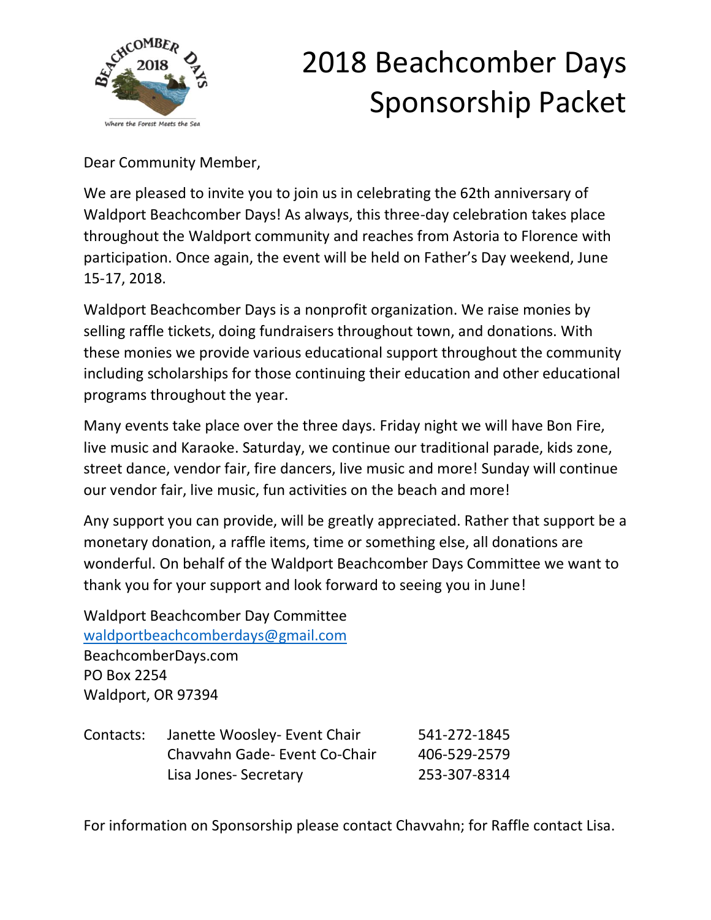# 2018 Beachcomber Days Sponsorship Packet

Dear Community Member,

We are pleased to invite you to join us in celebrating the 62th anniversary of Waldport Beachcomber Days! As always, this three-day celebration takes place throughout the Waldport community and reaches from Astoria to Florence with participation. Once again, the event will be held on Father's Day weekend, June 15-17, 2018.

Waldport Beachcomber Days is a nonprofit organization. We raise monies by selling raffle tickets, doing fundraisers throughout town, and donations. With these monies we provide various educational support throughout the community including scholarships for those continuing their education and other educational programs throughout the year.

Many events take place over the three days. Friday night we will have Bon Fire, live music and Karaoke. Saturday, we continue our traditional parade, kids zone, street dance, vendor fair, fire dancers, live music and more! Sunday will continue our vendor fair, live music, fun activities on the beach and more!

Any support you can provide, will be greatly appreciated. Rather that support be a monetary donation, a raffle items, time or something else, all donations are wonderful. On behalf of the Waldport Beachcomber Days Committee we want to thank you for your support and look forward to seeing you in June!

Waldport Beachcomber Day Committee
waldportbeachcomberdays@gmail.com
BeachcomberDays.com
PO Box 2254
Waldport, OR 97394

| Contacts: | | |
|---|---|---|
| | Janette Woosley- Event Chair | 541-272-1845 |
| | Chavvahn Gade- Event Co-Chair | 406-529-2579 |
| | Lisa Jones- Secretary | 253-307-8314 |

For information on Sponsorship please contact Chavvahn; for Raffle contact Lisa.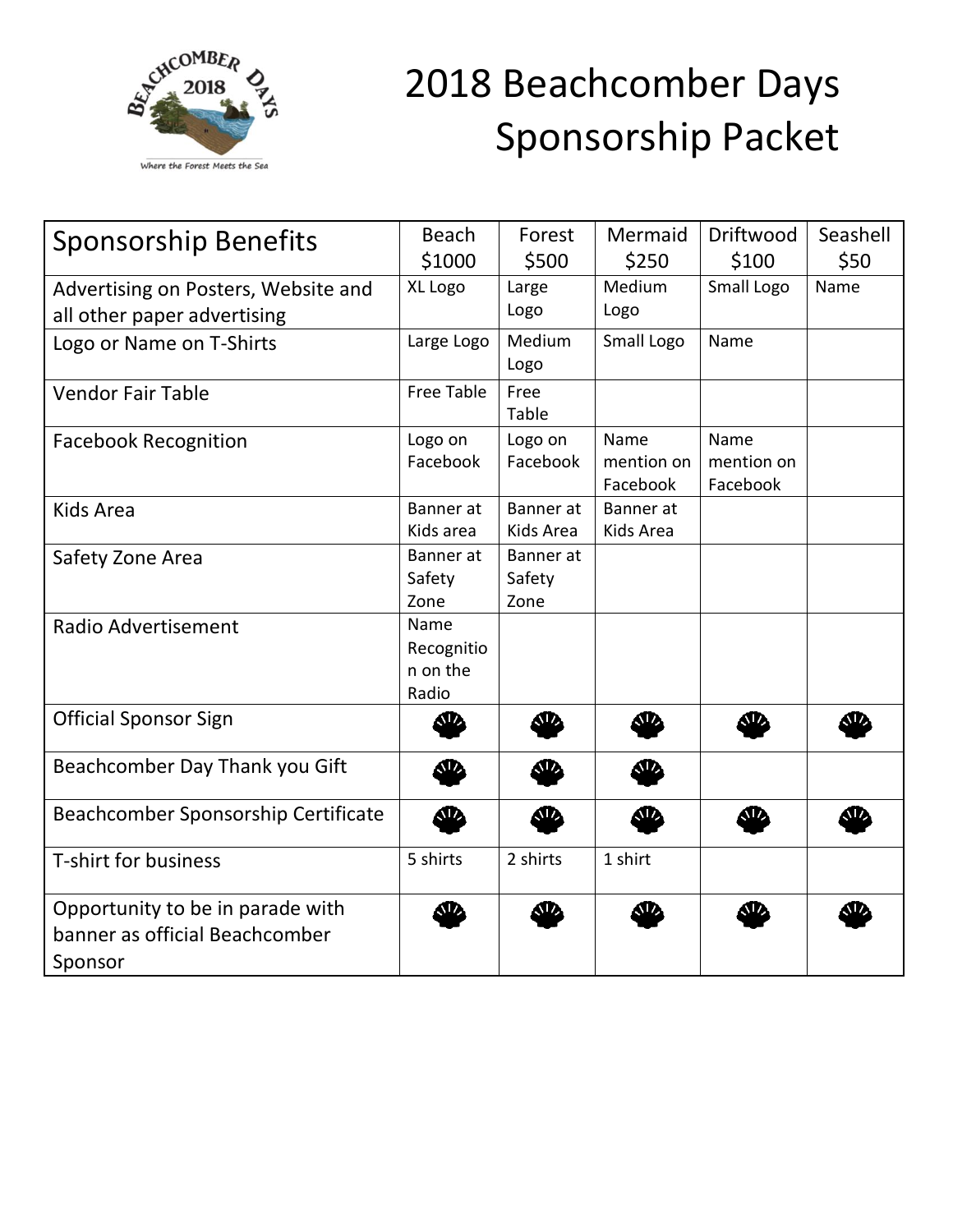# 2018 Beachcomber Days Sponsorship Packet

| Sponsorship Benefits | Beach $1000 | Forest $500 | Mermaid $250 | Driftwood $100 | Seashell $50 |
|---|---|---|---|---|---|
| Advertising on Posters, Website and all other paper advertising | XL Logo | Large Logo | Medium Logo | Small Logo | Name |
| Logo or Name on T-Shirts | Large Logo | Medium Logo | Small Logo | Name | |
| Vendor Fair Table | Free Table | Free Table | | | |
| Facebook Recognition | Logo on Facebook | Logo on Facebook | Name mention on Facebook | Name mention on Facebook | |
| Kids Area | Banner at Kids area | Banner at Kids Area | Banner at Kids Area | | |
| Safety Zone Area | Banner at Safety Zone | Banner at Safety Zone | | | |
| Radio Advertisement | Name Recognition on the Radio | | | | |
| Official Sponsor Sign | ✓ | ✓ | ✓ | ✓ | ✓ |
| Beachcomber Day Thank you Gift | ✓ | ✓ | ✓ | | |
| Beachcomber Sponsorship Certificate | ✓ | ✓ | ✓ | ✓ | ✓ |
| T-shirt for business | 5 shirts | 2 shirts | 1 shirt | | |
| Opportunity to be in parade with banner as official Beachcomber Sponsor | ✓ | ✓ | ✓ | ✓ | ✓ |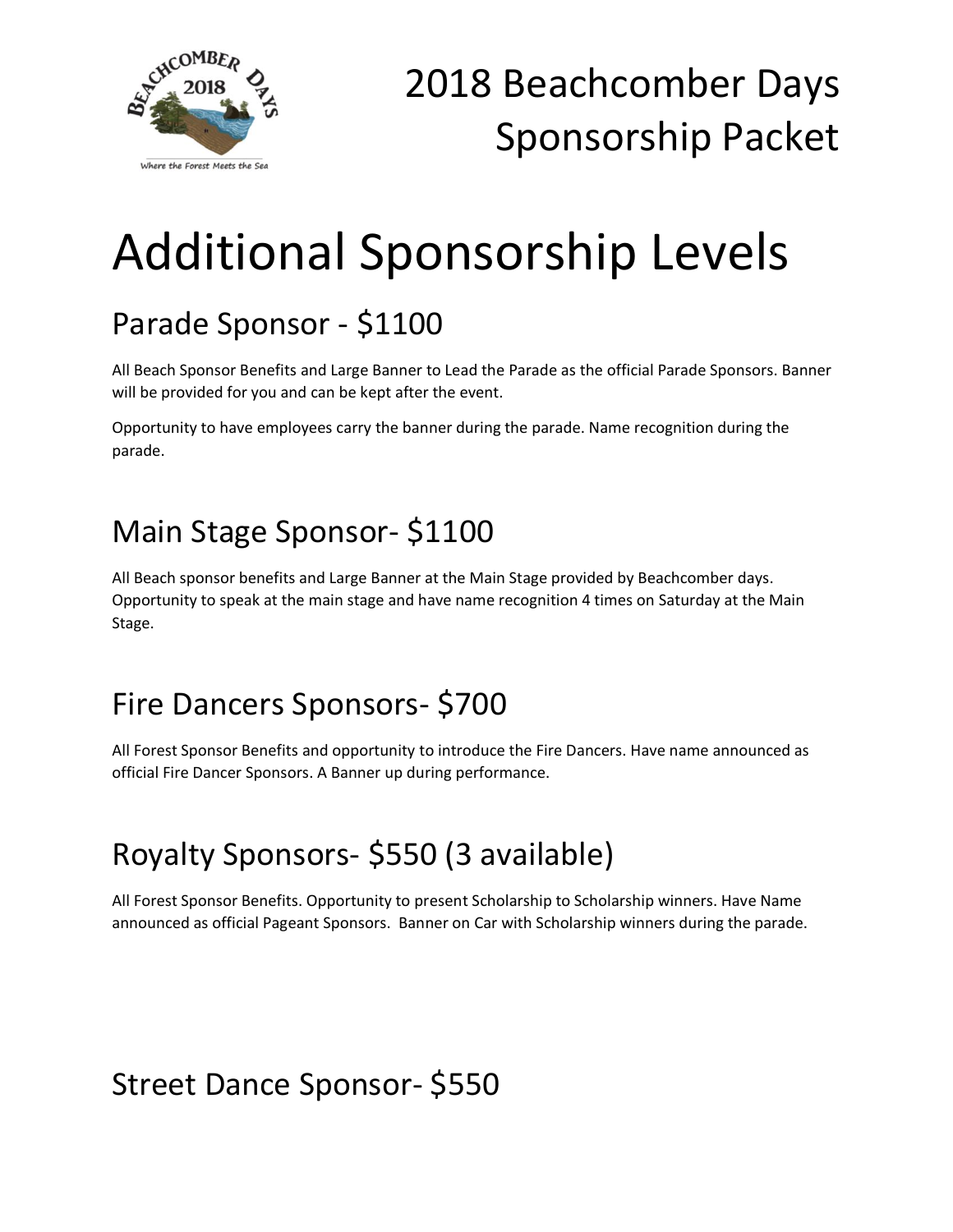# Additional Sponsorship Levels

## Parade Sponsor - $1100

All Beach Sponsor Benefits and Large Banner to Lead the Parade as the official Parade Sponsors. Banner will be provided for you and can be kept after the event.

Opportunity to have employees carry the banner during the parade. Name recognition during the parade.

## Main Stage Sponsor- $1100

All Beach sponsor benefits and Large Banner at the Main Stage provided by Beachcomber days. Opportunity to speak at the main stage and have name recognition 4 times on Saturday at the Main Stage.

## Fire Dancers Sponsors- $700

All Forest Sponsor Benefits and opportunity to introduce the Fire Dancers. Have name announced as official Fire Dancer Sponsors. A Banner up during performance.

## Royalty Sponsors- $550 (3 available)

All Forest Sponsor Benefits. Opportunity to present Scholarship to Scholarship winners. Have Name announced as official Pageant Sponsors. Banner on Car with Scholarship winners during the parade.

## Street Dance Sponsor- $550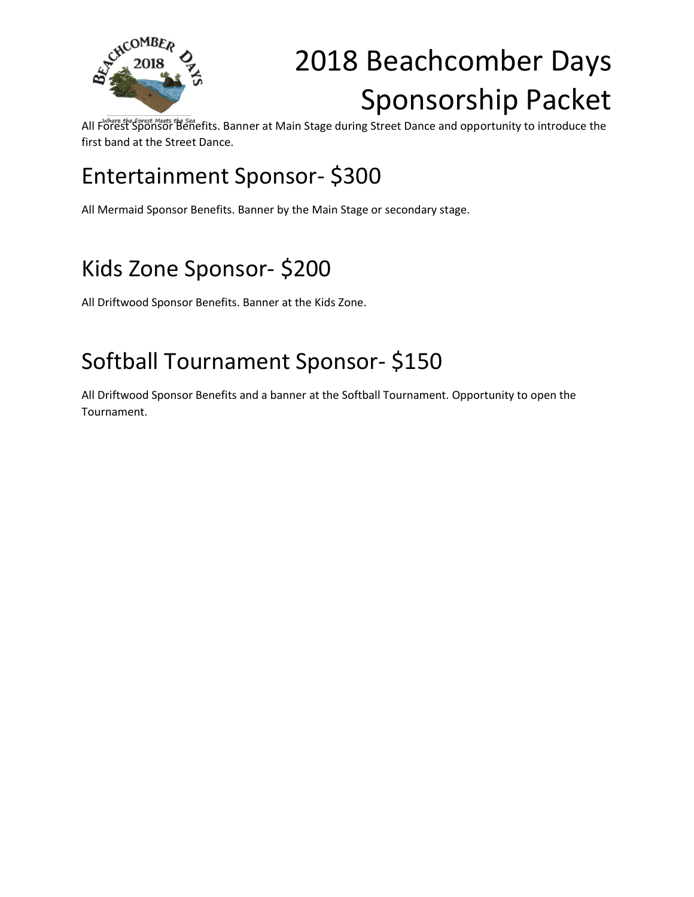# 2018 Beachcomber Days Sponsorship Packet

All Forest Sponsor Benefits. Banner at Main Stage during Street Dance and opportunity to introduce the first band at the Street Dance.

## Entertainment Sponsor- $300

All Mermaid Sponsor Benefits. Banner by the Main Stage or secondary stage.

## Kids Zone Sponsor- $200

All Driftwood Sponsor Benefits. Banner at the Kids Zone.

## Softball Tournament Sponsor- $150

All Driftwood Sponsor Benefits and a banner at the Softball Tournament. Opportunity to open the Tournament.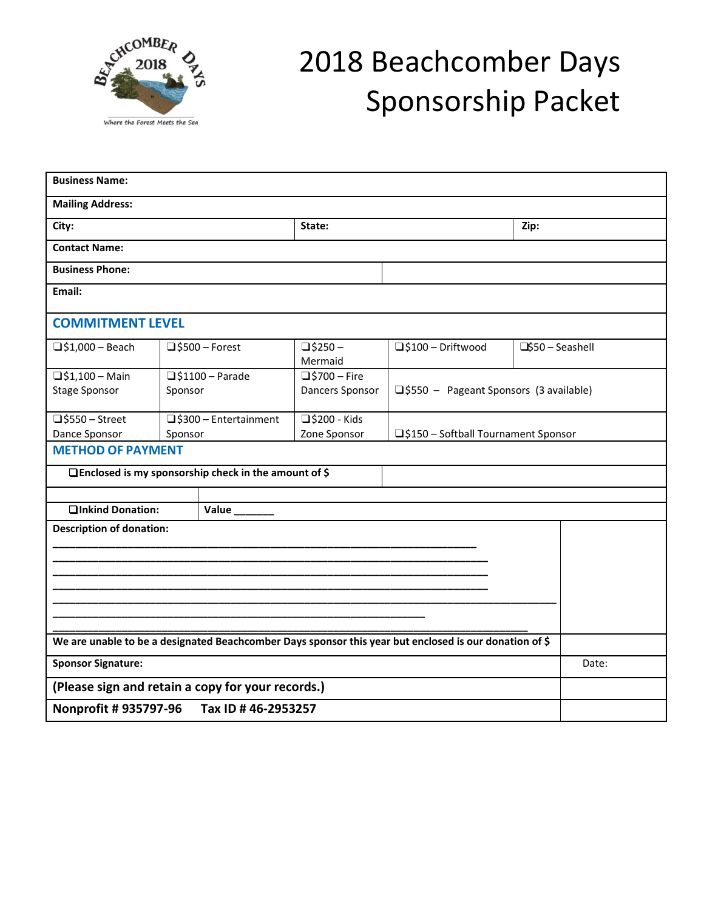# 2018 Beachcomber Days Sponsorship Packet

**Business Name:**

**Mailing Address:**

**City:** | **State:** | **Zip:**

**Contact Name:**

**Business Phone:**

**Email:**

## COMMITMENT LEVEL

| | | | | |
|---|---|---|---|---|
| ❑$1,000 – Beach | ❑$500 – Forest | ❑$250 – Mermaid | ❑$100 – Driftwood | ❑$50 – Seashell |
| ❑$1,100 – Main Stage Sponsor | ❑$1100 – Parade Sponsor | ❑$700 – Fire Dancers Sponsor | ❑$550 – Pageant Sponsors (3 available) | |
| ❑$550 – Street Dance Sponsor | ❑$300 – Entertainment Sponsor | ❑$200 - Kids Zone Sponsor | ❑$150 – Softball Tournament Sponsor | |

## METHOD OF PAYMENT

❑**Enclosed is my sponsorship check in the amount of $**

❑**Inkind Donation:** **Value _______**

**Description of donation:**

______________________________________________________________________________
______________________________________________________________________________
______________________________________________________________________________
______________________________________________________________________________
______________________________________________________________________________
______________________________________________________________________________
______________________________________________________________________________

**We are unable to be a designated Beachcomber Days sponsor this year but enclosed is our donation of $**

**Sponsor Signature:** Date:

**(Please sign and retain a copy for your records.)**

**Nonprofit # 935797-96 Tax ID # 46-2953257**